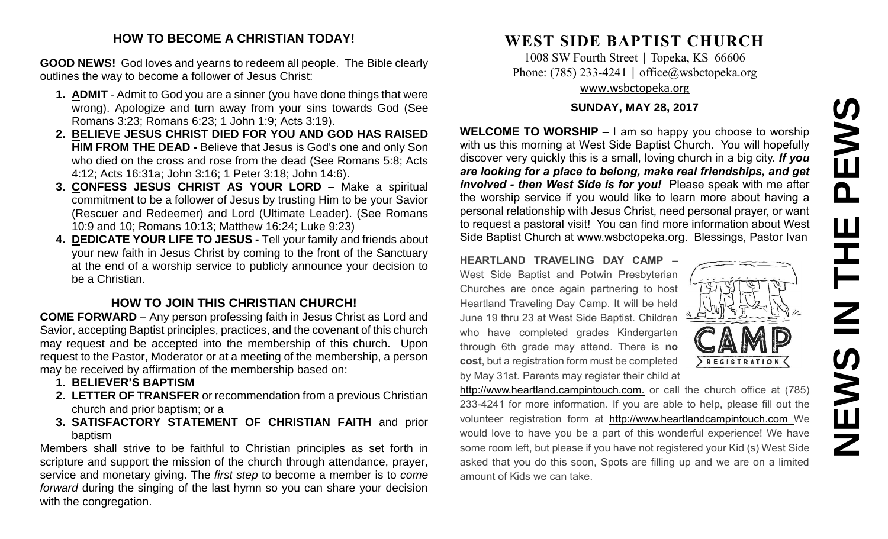## HOW TO BECOME A CHRISTIAN TODAY!

**GOOD NEWS!** God loves and yearns to redeem all people. The Bible clearly outlines the way to become a follower of Jesus Christ:

1. **ADMIT** - Admit to God you are a sinner (you have done things that were wrong). Apologize and turn away from your sins towards God (See Romans 3:23; Romans 6:23; 1 John 1:9; Acts 3:19).
2. **BELIEVE JESUS CHRIST DIED FOR YOU AND GOD HAS RAISED HIM FROM THE DEAD -** Believe that Jesus is God's one and only Son who died on the cross and rose from the dead (See Romans 5:8; Acts 4:12; Acts 16:31a; John 3:16; 1 Peter 3:18; John 14:6).
3. **CONFESS JESUS CHRIST AS YOUR LORD –** Make a spiritual commitment to be a follower of Jesus by trusting Him to be your Savior (Rescuer and Redeemer) and Lord (Ultimate Leader). (See Romans 10:9 and 10; Romans 10:13; Matthew 16:24; Luke 9:23)
4. **DEDICATE YOUR LIFE TO JESUS -** Tell your family and friends about your new faith in Jesus Christ by coming to the front of the Sanctuary at the end of a worship service to publicly announce your decision to be a Christian.

## HOW TO JOIN THIS CHRISTIAN CHURCH!

**COME FORWARD** – Any person professing faith in Jesus Christ as Lord and Savior, accepting Baptist principles, practices, and the covenant of this church may request and be accepted into the membership of this church. Upon request to the Pastor, Moderator or at a meeting of the membership, a person may be received by affirmation of the membership based on:

1. **BELIEVER'S BAPTISM**
2. **LETTER OF TRANSFER** or recommendation from a previous Christian church and prior baptism; or a
3. **SATISFACTORY STATEMENT OF CHRISTIAN FAITH** and prior baptism

Members shall strive to be faithful to Christian principles as set forth in scripture and support the mission of the church through attendance, prayer, service and monetary giving. The *first step* to become a member is to *come forward* during the singing of the last hymn so you can share your decision with the congregation.

# WEST SIDE BAPTIST CHURCH

1008 SW Fourth Street | Topeka, KS 66606
Phone: (785) 233-4241 | office@wsbctopeka.org
www.wsbctopeka.org

**SUNDAY, MAY 28, 2017**

**WELCOME TO WORSHIP –** I am so happy you choose to worship with us this morning at West Side Baptist Church. You will hopefully discover very quickly this is a small, loving church in a big city. ***If you are looking for a place to belong, make real friendships, and get involved - then West Side is for you!*** Please speak with me after the worship service if you would like to learn more about having a personal relationship with Jesus Christ, need personal prayer, or want to request a pastoral visit! You can find more information about West Side Baptist Church at www.wsbctopeka.org. Blessings, Pastor Ivan

**HEARTLAND TRAVELING DAY CAMP** – West Side Baptist and Potwin Presbyterian Churches are once again partnering to host Heartland Traveling Day Camp. It will be held June 19 thru 23 at West Side Baptist. Children who have completed grades Kindergarten through 6th grade may attend. There is **no cost**, but a registration form must be completed by May 31st. Parents may register their child at http://www.heartland.campintouch.com. or call the church office at (785) 233-4241 for more information. If you are able to help, please fill out the volunteer registration form at http://www.heartlandcampintouch.com We would love to have you be a part of this wonderful experience! We have some room left, but please if you have not registered your Kid (s) West Side asked that you do this soon, Spots are filling up and we are on a limited amount of Kids we can take.

# NEWS IN THE PEWS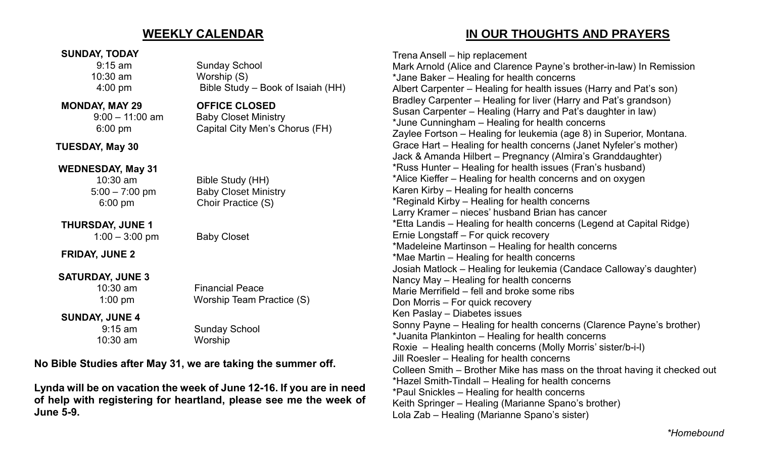## WEEKLY CALENDAR

**SUNDAY, TODAY**

| | |
|---|---|
| 9:15 am | Sunday School |
| 10:30 am | Worship (S) |
| 4:00 pm | Bible Study – Book of Isaiah (HH) |

**MONDAY, MAY 29** — **OFFICE CLOSED**

| | |
|---|---|
| 9:00 – 11:00 am | Baby Closet Ministry |
| 6:00 pm | Capital City Men's Chorus (FH) |

**TUESDAY, May 30**

**WEDNESDAY, May 31**

| | |
|---|---|
| 10:30 am | Bible Study (HH) |
| 5:00 – 7:00 pm | Baby Closet Ministry |
| 6:00 pm | Choir Practice (S) |

**THURSDAY, JUNE 1**

| | |
|---|---|
| 1:00 – 3:00 pm | Baby Closet |

**FRIDAY, JUNE 2**

**SATURDAY, JUNE 3**

| | |
|---|---|
| 10:30 am | Financial Peace |
| 1:00 pm | Worship Team Practice (S) |

**SUNDAY, JUNE 4**

| | |
|---|---|
| 9:15 am | Sunday School |
| 10:30 am | Worship |

**No Bible Studies after May 31, we are taking the summer off.**

**Lynda will be on vacation the week of June 12-16. If you are in need of help with registering for heartland, please see me the week of June 5-9.**

## IN OUR THOUGHTS AND PRAYERS

Trena Ansell – hip replacement
Mark Arnold (Alice and Clarence Payne's brother-in-law) In Remission
*Jane Baker – Healing for health concerns
Albert Carpenter – Healing for health issues (Harry and Pat's son)
Bradley Carpenter – Healing for liver (Harry and Pat's grandson)
Susan Carpenter – Healing (Harry and Pat's daughter in law)
*June Cunningham – Healing for health concerns
Zaylee Fortson – Healing for leukemia (age 8) in Superior, Montana.
Grace Hart – Healing for health concerns (Janet Nyfeler's mother)
Jack & Amanda Hilbert – Pregnancy (Almira's Granddaughter)
*Russ Hunter – Healing for health issues (Fran's husband)
*Alice Kieffer – Healing for health concerns and on oxygen
Karen Kirby – Healing for health concerns
*Reginald Kirby – Healing for health concerns
Larry Kramer – nieces' husband Brian has cancer
*Etta Landis – Healing for health concerns (Legend at Capital Ridge)
Ernie Longstaff – For quick recovery
*Madeleine Martinson – Healing for health concerns
*Mae Martin – Healing for health concerns
Josiah Matlock – Healing for leukemia (Candace Calloway's daughter)
Nancy May – Healing for health concerns
Marie Merrifield – fell and broke some ribs
Don Morris – For quick recovery
Ken Paslay – Diabetes issues
Sonny Payne – Healing for health concerns (Clarence Payne's brother)
*Juanita Plankinton – Healing for health concerns
Roxie – Healing health concerns (Molly Morris' sister/b-i-l)
Jill Roesler – Healing for health concerns
Colleen Smith – Brother Mike has mass on the throat having it checked out
*Hazel Smith-Tindall – Healing for health concerns
*Paul Snickles – Healing for health concerns
Keith Springer – Healing (Marianne Spano's brother)
Lola Zab – Healing (Marianne Spano's sister)

*\*Homebound*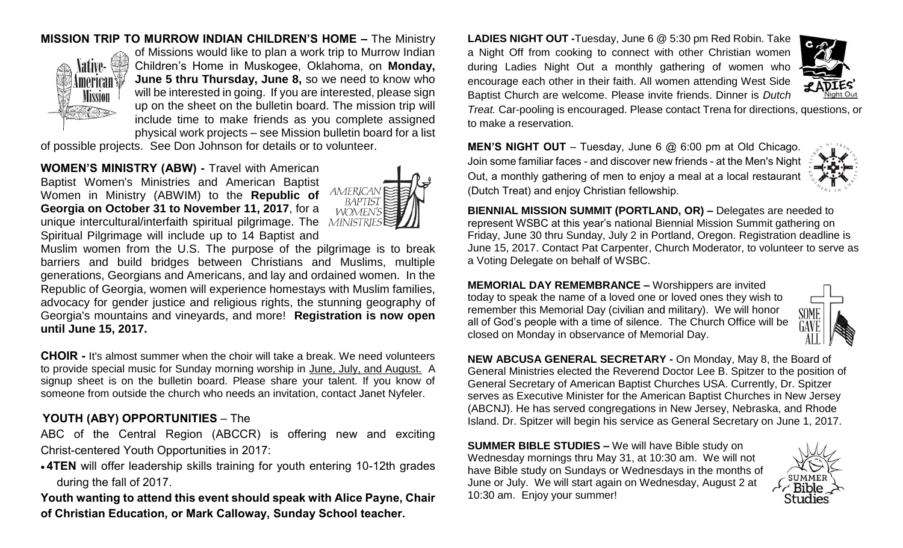**MISSION TRIP TO MURROW INDIAN CHILDREN'S HOME –** The Ministry of Missions would like to plan a work trip to Murrow Indian Children's Home in Muskogee, Oklahoma, on **Monday, June 5 thru Thursday, June 8,** so we need to know who will be interested in going. If you are interested, please sign up on the sheet on the bulletin board. The mission trip will include time to make friends as you complete assigned physical work projects – see Mission bulletin board for a list of possible projects. See Don Johnson for details or to volunteer.

**WOMEN'S MINISTRY (ABW) -** Travel with American Baptist Women's Ministries and American Baptist Women in Ministry (ABWIM) to the **Republic of Georgia on October 31 to November 11, 2017**, for a unique intercultural/interfaith spiritual pilgrimage. The Spiritual Pilgrimage will include up to 14 Baptist and Muslim women from the U.S. The purpose of the pilgrimage is to break barriers and build bridges between Christians and Muslims, multiple generations, Georgians and Americans, and lay and ordained women. In the Republic of Georgia, women will experience homestays with Muslim families, advocacy for gender justice and religious rights, the stunning geography of Georgia's mountains and vineyards, and more! **Registration is now open until June 15, 2017.**

**CHOIR -** It's almost summer when the choir will take a break. We need volunteers to provide special music for Sunday morning worship in June, July, and August. A signup sheet is on the bulletin board. Please share your talent. If you know of someone from outside the church who needs an invitation, contact Janet Nyfeler.

**YOUTH (ABY) OPPORTUNITIES** – The ABC of the Central Region (ABCCR) is offering new and exciting Christ-centered Youth Opportunities in 2017:

- **4TEN** will offer leadership skills training for youth entering 10-12th grades during the fall of 2017.

**Youth wanting to attend this event should speak with Alice Payne, Chair of Christian Education, or Mark Calloway, Sunday School teacher.**

**LADIES NIGHT OUT -**Tuesday, June 6 @ 5:30 pm Red Robin. Take a Night Off from cooking to connect with other Christian women during Ladies Night Out a monthly gathering of women who encourage each other in their faith. All women attending West Side Baptist Church are welcome. Please invite friends. Dinner is *Dutch Treat.* Car-pooling is encouraged. Please contact Trena for directions, questions, or to make a reservation.

**MEN'S NIGHT OUT** – Tuesday, June 6 @ 6:00 pm at Old Chicago. Join some familiar faces - and discover new friends - at the Men's Night Out, a monthly gathering of men to enjoy a meal at a local restaurant (Dutch Treat) and enjoy Christian fellowship.

**BIENNIAL MISSION SUMMIT (PORTLAND, OR) –** Delegates are needed to represent WSBC at this year's national Biennial Mission Summit gathering on Friday, June 30 thru Sunday, July 2 in Portland, Oregon. Registration deadline is June 15, 2017. Contact Pat Carpenter, Church Moderator, to volunteer to serve as a Voting Delegate on behalf of WSBC.

**MEMORIAL DAY REMEMBRANCE –** Worshippers are invited today to speak the name of a loved one or loved ones they wish to remember this Memorial Day (civilian and military). We will honor all of God's people with a time of silence. The Church Office will be closed on Monday in observance of Memorial Day.

**NEW ABCUSA GENERAL SECRETARY -** On Monday, May 8, the Board of General Ministries elected the Reverend Doctor Lee B. Spitzer to the position of General Secretary of American Baptist Churches USA. Currently, Dr. Spitzer serves as Executive Minister for the American Baptist Churches in New Jersey (ABCNJ). He has served congregations in New Jersey, Nebraska, and Rhode Island. Dr. Spitzer will begin his service as General Secretary on June 1, 2017.

**SUMMER BIBLE STUDIES –** We will have Bible study on Wednesday mornings thru May 31, at 10:30 am. We will not have Bible study on Sundays or Wednesdays in the months of June or July. We will start again on Wednesday, August 2 at 10:30 am. Enjoy your summer!